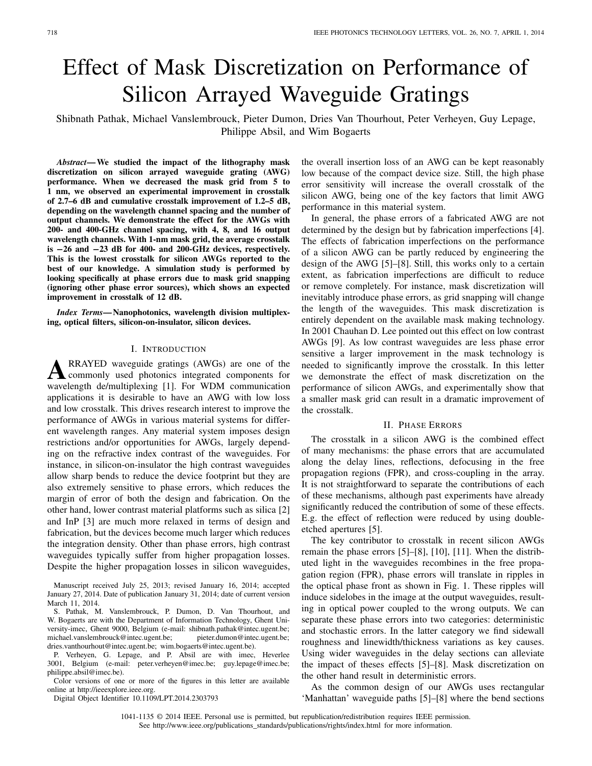# Effect of Mask Discretization on Performance of Silicon Arrayed Waveguide Gratings

Shibnath Pathak, Michael Vanslembrouck, Pieter Dumon, Dries Van Thourhout, Peter Verheyen, Guy Lepage, Philippe Absil, and Wim Bogaerts

***Abstract*— We studied the impact of the lithography mask discretization on silicon arrayed waveguide grating (AWG) performance. When we decreased the mask grid from 5 to 1 nm, we observed an experimental improvement in crosstalk of 2.7–6 dB and cumulative crosstalk improvement of 1.2–5 dB, depending on the wavelength channel spacing and the number of output channels. We demonstrate the effect for the AWGs with 200- and 400-GHz channel spacing, with 4, 8, and 16 output wavelength channels. With 1-nm mask grid, the average crosstalk is −26 and −23 dB for 400- and 200-GHz devices, respectively. This is the lowest crosstalk for silicon AWGs reported to the best of our knowledge. A simulation study is performed by looking specifically at phase errors due to mask grid snapping (ignoring other phase error sources), which shows an expected improvement in crosstalk of 12 dB.**

***Index Terms*— Nanophotonics, wavelength division multiplexing, optical filters, silicon-on-insulator, silicon devices.**

## I. Introduction

Arrayed waveguide gratings (AWGs) are one of the commonly used photonics integrated components for wavelength de/multiplexing [1]. For WDM communication applications it is desirable to have an AWG with low loss and low crosstalk. This drives research interest to improve the performance of AWGs in various material systems for different wavelength ranges. Any material system imposes design restrictions and/or opportunities for AWGs, largely depending on the refractive index contrast of the waveguides. For instance, in silicon-on-insulator the high contrast waveguides allow sharp bends to reduce the device footprint but they are also extremely sensitive to phase errors, which reduces the margin of error of both the design and fabrication. On the other hand, lower contrast material platforms such as silica [2] and InP [3] are much more relaxed in terms of design and fabrication, but the devices become much larger which reduces the integration density. Other than phase errors, high contrast waveguides typically suffer from higher propagation losses. Despite the higher propagation losses in silicon waveguides, the overall insertion loss of an AWG can be kept reasonably low because of the compact device size. Still, the high phase error sensitivity will increase the overall crosstalk of the silicon AWG, being one of the key factors that limit AWG performance in this material system.

In general, the phase errors of a fabricated AWG are not determined by the design but by fabrication imperfections [4]. The effects of fabrication imperfections on the performance of a silicon AWG can be partly reduced by engineering the design of the AWG [5]–[8]. Still, this works only to a certain extent, as fabrication imperfections are difficult to reduce or remove completely. For instance, mask discretization will inevitably introduce phase errors, as grid snapping will change the length of the waveguides. This mask discretization is entirely dependent on the available mask making technology. In 2001 Chauhan D. Lee pointed out this effect on low contrast AWGs [9]. As low contrast waveguides are less phase error sensitive a larger improvement in the mask technology is needed to significantly improve the crosstalk. In this letter we demonstrate the effect of mask discretization on the performance of silicon AWGs, and experimentally show that a smaller mask grid can result in a dramatic improvement of the crosstalk.

## II. Phase Errors

The crosstalk in a silicon AWG is the combined effect of many mechanisms: the phase errors that are accumulated along the delay lines, reflections, defocusing in the free propagation regions (FPR), and cross-coupling in the array. It is not straightforward to separate the contributions of each of these mechanisms, although past experiments have already significantly reduced the contribution of some of these effects. E.g. the effect of reflection were reduced by using double-etched apertures [5].

The key contributor to crosstalk in recent silicon AWGs remain the phase errors [5]–[8], [10], [11]. When the distributed light in the waveguides recombines in the free propagation region (FPR), phase errors will translate in ripples in the optical phase front as shown in Fig. 1. These ripples will induce sidelobes in the image at the output waveguides, resulting in optical power coupled to the wrong outputs. We can separate these phase errors into two categories: deterministic and stochastic errors. In the latter category we find sidewall roughness and linewidth/thickness variations as key causes. Using wider waveguides in the delay sections can alleviate the impact of theses effects [5]–[8]. Mask discretization on the other hand result in deterministic errors.

As the common design of our AWGs uses rectangular 'Manhattan' waveguide paths [5]–[8] where the bend sections

Manuscript received July 25, 2013; revised January 16, 2014; accepted January 27, 2014. Date of publication January 31, 2014; date of current version March 11, 2014.

S. Pathak, M. Vanslembrouck, P. Dumon, D. Van Thourhout, and W. Bogaerts are with the Department of Information Technology, Ghent University-imec, Ghent 9000, Belgium (e-mail: shibnath.pathak@intec.ugent.be; michael.vanslembrouck@intec.ugent.be; pieter.dumon@intec.ugent.be; dries.vanthourhout@intec.ugent.be; wim.bogaerts@intec.ugent.be).

P. Verheyen, G. Lepage, and P. Absil are with imec, Heverlee 3001, Belgium (e-mail: peter.verheyen@imec.be; guy.lepage@imec.be; philippe.absil@imec.be).

Color versions of one or more of the figures in this letter are available online at http://ieeexplore.ieee.org.

Digital Object Identifier 10.1109/LPT.2014.2303793

1041-1135 © 2014 IEEE. Personal use is permitted, but republication/redistribution requires IEEE permission. See http://www.ieee.org/publications_standards/publications/rights/index.html for more information.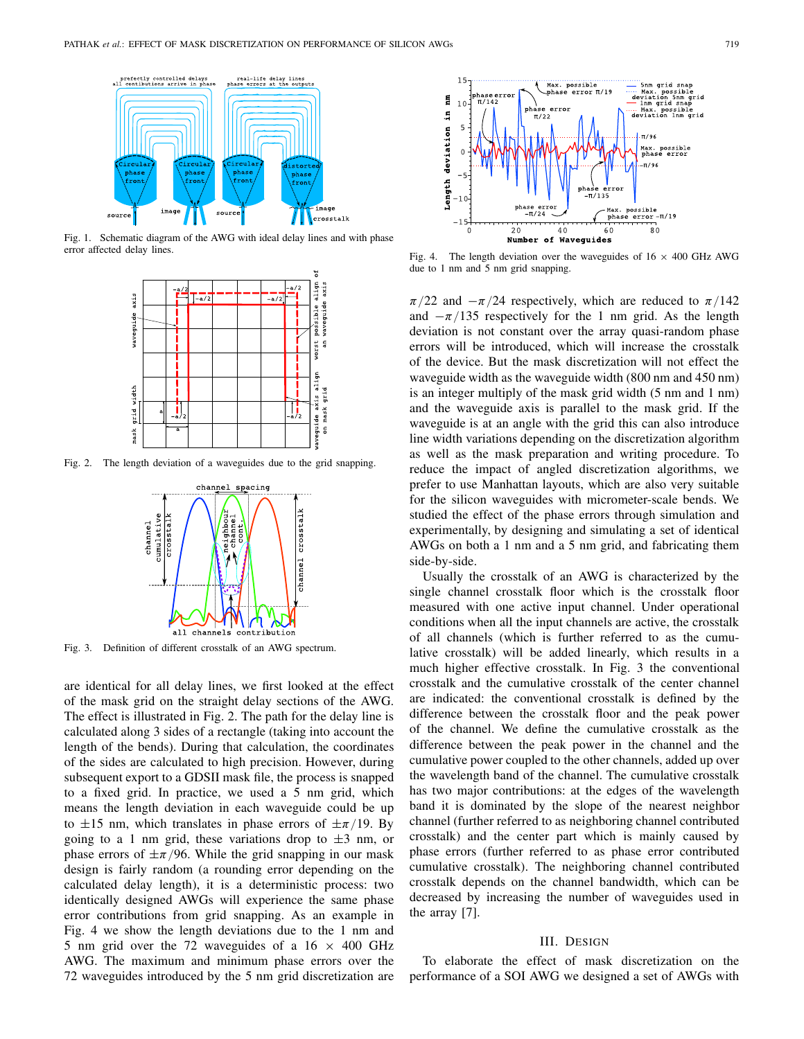prefectly controlled delays
all contibutions arrive in phase

real-life delay lines
phase errors at the outputs

Circular phase front

Circular phase front

Circular phase front

distorted phase front

source

image

source

image

crosstalk

Fig. 1. Schematic diagram of the AWG with ideal delay lines and with phase error affected delay lines.

waveguide axis

mask grid width

-a/2

-a/2

-a/2

-a/2

-a/2

-a/2

a

a

worst possible align of an waveguide axis

waveguide axis align on mask grid

Fig. 2. The length deviation of a waveguides due to the grid snapping.

channel spacing

channel cumulative crosstalk

neighbour channel cont.

channel crosstalk

all channels contribution

Fig. 3. Definition of different crosstalk of an AWG spectrum.

are identical for all delay lines, we first looked at the effect of the mask grid on the straight delay sections of the AWG. The effect is illustrated in Fig. 2. The path for the delay line is calculated along 3 sides of a rectangle (taking into account the length of the bends). During that calculation, the coordinates of the sides are calculated to high precision. However, during subsequent export to a GDSII mask file, the process is snapped to a fixed grid. In practice, we used a 5 nm grid, which means the length deviation in each waveguide could be up to $\pm 15$ nm, which translates in phase errors of $\pm\pi/19$. By going to a 1 nm grid, these variations drop to $\pm 3$ nm, or phase errors of $\pm\pi/96$. While the grid snapping in our mask design is fairly random (a rounding error depending on the calculated delay length), it is a deterministic process: two identically designed AWGs will experience the same phase error contributions from grid snapping. As an example in Fig. 4 we show the length deviations due to the 1 nm and 5 nm grid over the 72 waveguides of a 16 $\times$ 400 GHz AWG. The maximum and minimum phase errors over the 72 waveguides introduced by the 5 nm grid discretization are

Length deviation in nm

15

10

5

0

-5

-10

-15

0

20

40

60

80

Number of Waveguides

Max. possible phase error $\pi/19$

phase error $\pi/142$

phase error $\pi/22$

5nm grid snap

Max. possible deviation 5nm grid

1nm grid snap

Max. possible deviation 1nm grid

$\pi/96$

Max. possible phase error

$-\pi/96$

phase error $-\pi/135$

phase error $-\pi/24$

Max. possible phase error $-\pi/19$

Fig. 4. The length deviation over the waveguides of 16 $\times$ 400 GHz AWG due to 1 nm and 5 nm grid snapping.

$\pi/22$ and $-\pi/24$ respectively, which are reduced to $\pi/142$ and $-\pi/135$ respectively for the 1 nm grid. As the length deviation is not constant over the array quasi-random phase errors will be introduced, which will increase the crosstalk of the device. But the mask discretization will not effect the waveguide width as the waveguide width (800 nm and 450 nm) is an integer multiply of the mask grid width (5 nm and 1 nm) and the waveguide axis is parallel to the mask grid. If the waveguide is at an angle with the grid this can also introduce line width variations depending on the discretization algorithm as well as the mask preparation and writing procedure. To reduce the impact of angled discretization algorithms, we prefer to use Manhattan layouts, which are also very suitable for the silicon waveguides with micrometer-scale bends. We studied the effect of the phase errors through simulation and experimentally, by designing and simulating a set of identical AWGs on both a 1 nm and a 5 nm grid, and fabricating them side-by-side.

Usually the crosstalk of an AWG is characterized by the single channel crosstalk floor which is the crosstalk floor measured with one active input channel. Under operational conditions when all the input channels are active, the crosstalk of all channels (which is further referred to as the cumulative crosstalk) will be added linearly, which results in a much higher effective crosstalk. In Fig. 3 the conventional crosstalk and the cumulative crosstalk of the center channel are indicated: the conventional crosstalk is defined by the difference between the crosstalk floor and the peak power of the channel. We define the cumulative crosstalk as the difference between the peak power in the channel and the cumulative power coupled to the other channels, added up over the wavelength band of the channel. The cumulative crosstalk has two major contributions: at the edges of the wavelength band it is dominated by the slope of the nearest neighbor channel (further referred to as neighboring channel contributed crosstalk) and the center part which is mainly caused by phase errors (further referred to as phase error contributed cumulative crosstalk). The neighboring channel contributed crosstalk depends on the channel bandwidth, which can be decreased by increasing the number of waveguides used in the array [7].

## III. Design

To elaborate the effect of mask discretization on the performance of a SOI AWG we designed a set of AWGs with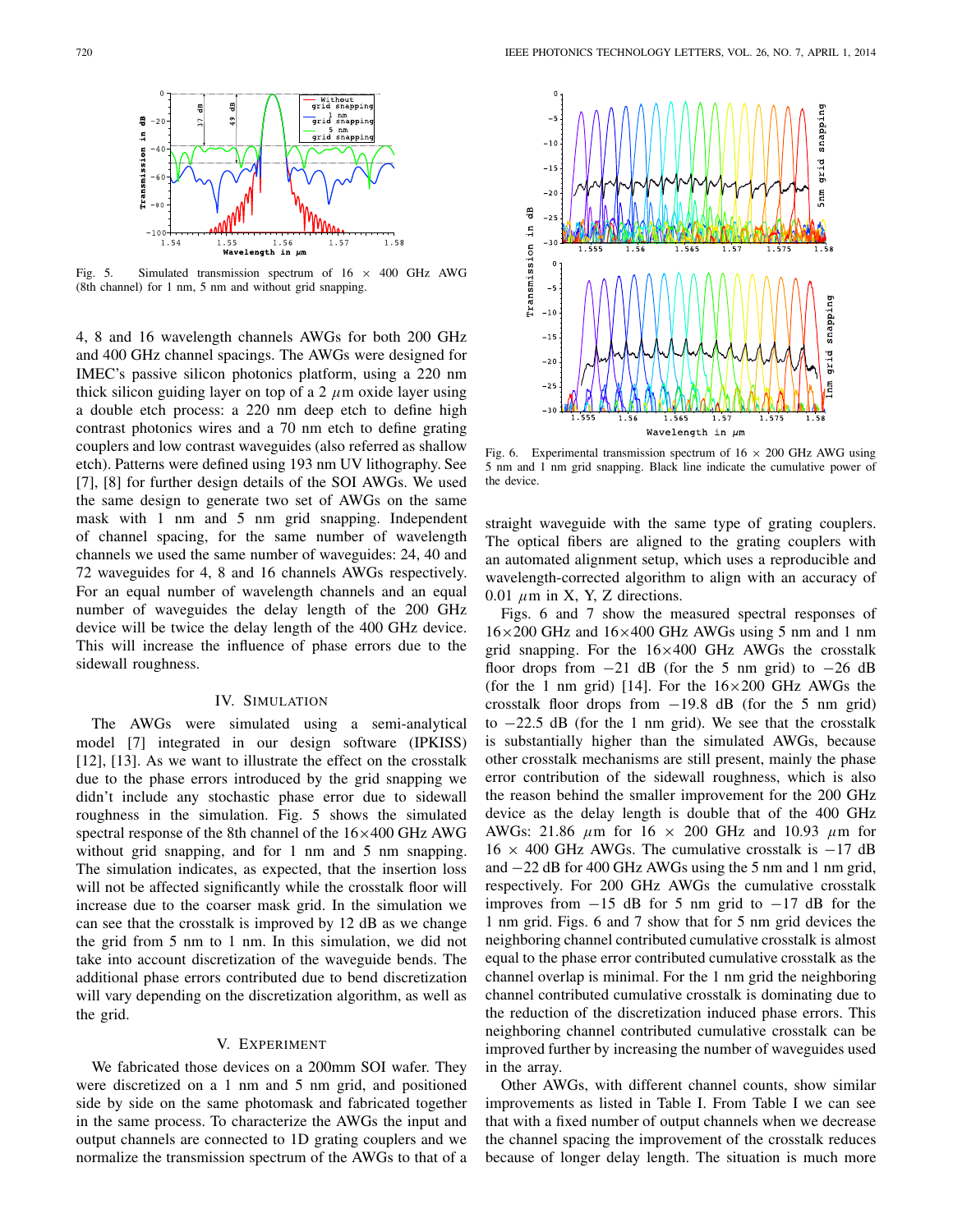Fig. 5. Simulated transmission spectrum of 16 × 400 GHz AWG (8th channel) for 1 nm, 5 nm and without grid snapping.

4, 8 and 16 wavelength channels AWGs for both 200 GHz and 400 GHz channel spacings. The AWGs were designed for IMEC's passive silicon photonics platform, using a 220 nm thick silicon guiding layer on top of a 2 $\mu$m oxide layer using a double etch process: a 220 nm deep etch to define high contrast photonics wires and a 70 nm etch to define grating couplers and low contrast waveguides (also referred as shallow etch). Patterns were defined using 193 nm UV lithography. See [7], [8] for further design details of the SOI AWGs. We used the same design to generate two set of AWGs on the same mask with 1 nm and 5 nm grid snapping. Independent of channel spacing, for the same number of wavelength channels we used the same number of waveguides: 24, 40 and 72 waveguides for 4, 8 and 16 channels AWGs respectively. For an equal number of wavelength channels and an equal number of waveguides the delay length of the 200 GHz device will be twice the delay length of the 400 GHz device. This will increase the influence of phase errors due to the sidewall roughness.

## IV. Simulation

The AWGs were simulated using a semi-analytical model [7] integrated in our design software (IPKISS) [12], [13]. As we want to illustrate the effect on the crosstalk due to the phase errors introduced by the grid snapping we didn't include any stochastic phase error due to sidewall roughness in the simulation. Fig. 5 shows the simulated spectral response of the 8th channel of the 16×400 GHz AWG without grid snapping, and for 1 nm and 5 nm snapping. The simulation indicates, as expected, that the insertion loss will not be affected significantly while the crosstalk floor will increase due to the coarser mask grid. In the simulation we can see that the crosstalk is improved by 12 dB as we change the grid from 5 nm to 1 nm. In this simulation, we did not take into account discretization of the waveguide bends. The additional phase errors contributed due to bend discretization will vary depending on the discretization algorithm, as well as the grid.

## V. Experiment

We fabricated those devices on a 200mm SOI wafer. They were discretized on a 1 nm and 5 nm grid, and positioned side by side on the same photomask and fabricated together in the same process. To characterize the AWGs the input and output channels are connected to 1D grating couplers and we normalize the transmission spectrum of the AWGs to that of a straight waveguide with the same type of grating couplers. The optical fibers are aligned to the grating couplers with an automated alignment setup, which uses a reproducible and wavelength-corrected algorithm to align with an accuracy of 0.01 $\mu$m in X, Y, Z directions.

Fig. 6. Experimental transmission spectrum of 16 × 200 GHz AWG using 5 nm and 1 nm grid snapping. Black line indicate the cumulative power of the device.

Figs. 6 and 7 show the measured spectral responses of 16×200 GHz and 16×400 GHz AWGs using 5 nm and 1 nm grid snapping. For the 16×400 GHz AWGs the crosstalk floor drops from −21 dB (for the 5 nm grid) to −26 dB (for the 1 nm grid) [14]. For the 16×200 GHz AWGs the crosstalk floor drops from −19.8 dB (for the 5 nm grid) to −22.5 dB (for the 1 nm grid). We see that the crosstalk is substantially higher than the simulated AWGs, because other crosstalk mechanisms are still present, mainly the phase error contribution of the sidewall roughness, which is also the reason behind the smaller improvement for the 200 GHz device as the delay length is double that of the 400 GHz AWGs: 21.86 $\mu$m for 16 × 200 GHz and 10.93 $\mu$m for 16 × 400 GHz AWGs. The cumulative crosstalk is −17 dB and −22 dB for 400 GHz AWGs using the 5 nm and 1 nm grid, respectively. For 200 GHz AWGs the cumulative crosstalk improves from −15 dB for 5 nm grid to −17 dB for the 1 nm grid. Figs. 6 and 7 show that for 5 nm grid devices the neighboring channel contributed cumulative crosstalk is almost equal to the phase error contributed cumulative crosstalk as the channel overlap is minimal. For the 1 nm grid the neighboring channel contributed cumulative crosstalk is dominating due to the reduction of the discretization induced phase errors. This neighboring channel contributed cumulative crosstalk can be improved further by increasing the number of waveguides used in the array.

Other AWGs, with different channel counts, show similar improvements as listed in Table I. From Table I we can see that with a fixed number of output channels when we decrease the channel spacing the improvement of the crosstalk reduces because of longer delay length. The situation is much more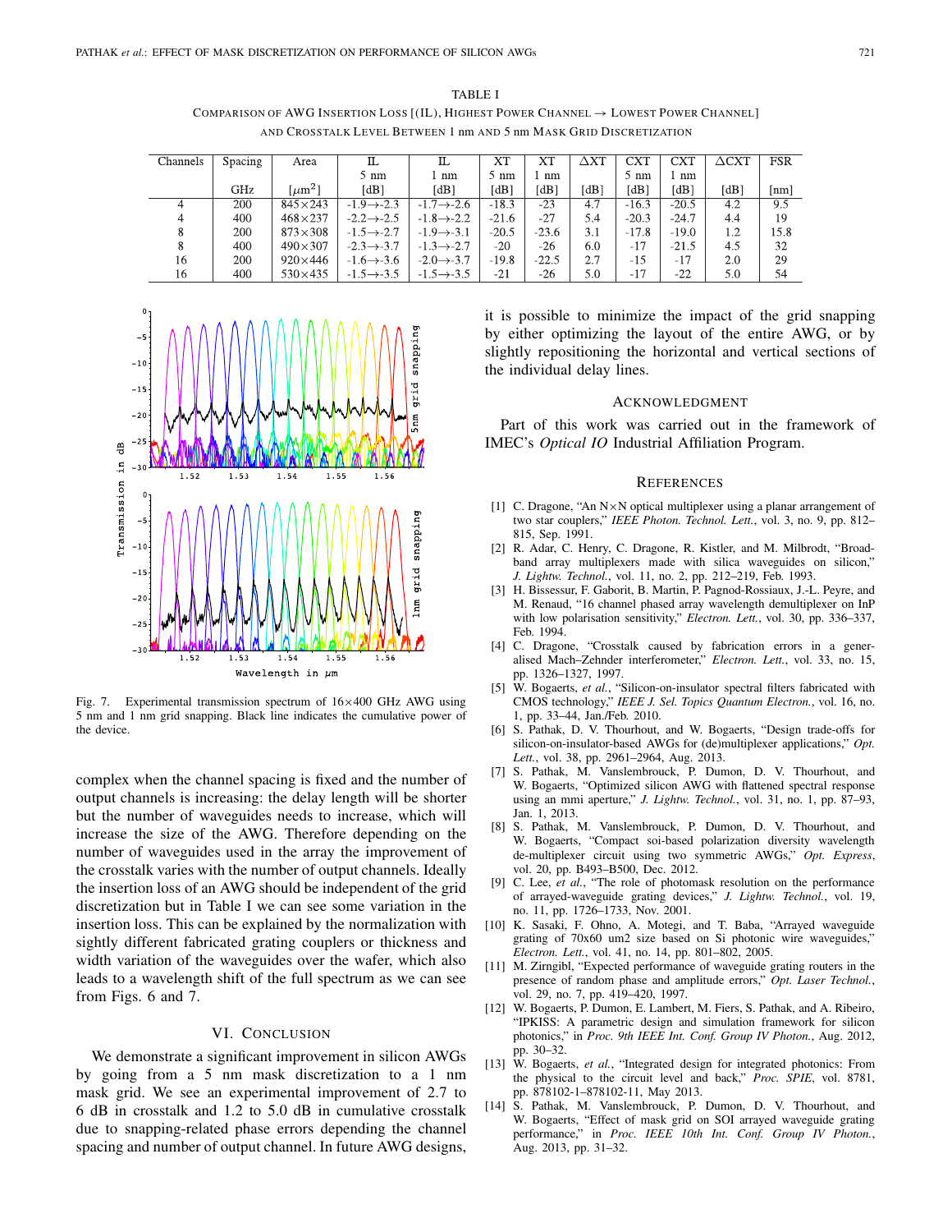TABLE I

Comparison of AWG Insertion Loss [(IL), Highest Power Channel → Lowest Power Channel] and Crosstalk Level Between 1 nm and 5 nm Mask Grid Discretization

| Channels | Spacing | Area | IL | IL | XT | XT | ΔXT | CXT | CXT | ΔCXT | FSR |
|---|---|---|---|---|---|---|---|---|---|---|---|
| | | | 5 nm | 1 nm | 5 nm | 1 nm | | 5 nm | 1 nm | | |
| | GHz | [$\mu$m$^2$] | [dB] | [dB] | [dB] | [dB] | [dB] | [dB] | [dB] | [dB] | [nm] |
| 4 | 200 | 845×243 | -1.9→-2.3 | -1.7→-2.6 | -18.3 | -23 | 4.7 | -16.3 | -20.5 | 4.2 | 9.5 |
| 4 | 400 | 468×237 | -2.2→-2.5 | -1.8→-2.2 | -21.6 | -27 | 5.4 | -20.3 | -24.7 | 4.4 | 19 |
| 8 | 200 | 873×308 | -1.5→-2.7 | -1.9→-3.1 | -20.5 | -23.6 | 3.1 | -17.8 | -19.0 | 1.2 | 15.8 |
| 8 | 400 | 490×307 | -2.3→-3.7 | -1.3→-2.7 | -20 | -26 | 6.0 | -17 | -21.5 | 4.5 | 32 |
| 16 | 200 | 920×446 | -1.6→-3.6 | -2.0→-3.7 | -19.8 | -22.5 | 2.7 | -15 | -17 | 2.0 | 29 |
| 16 | 400 | 530×435 | -1.5→-3.5 | -1.5→-3.5 | -21 | -26 | 5.0 | -17 | -22 | 5.0 | 54 |

Transmission in dB

Wavelength in $\mu$m

5nm grid snapping

1nm grid snapping

0, -5, -10, -15, -20, -25, -30

1.52, 1.53, 1.54, 1.55, 1.56

Fig. 7. Experimental transmission spectrum of 16×400 GHz AWG using 5 nm and 1 nm grid snapping. Black line indicates the cumulative power of the device.

complex when the channel spacing is fixed and the number of output channels is increasing: the delay length will be shorter but the number of waveguides needs to increase, which will increase the size of the AWG. Therefore depending on the number of waveguides used in the array the improvement of the crosstalk varies with the number of output channels. Ideally the insertion loss of an AWG should be independent of the grid discretization but in Table I we can see some variation in the insertion loss. This can be explained by the normalization with sightly different fabricated grating couplers or thickness and width variation of the waveguides over the wafer, which also leads to a wavelength shift of the full spectrum as we can see from Figs. 6 and 7.

## VI. Conclusion

We demonstrate a significant improvement in silicon AWGs by going from a 5 nm mask discretization to a 1 nm mask grid. We see an experimental improvement of 2.7 to 6 dB in crosstalk and 1.2 to 5.0 dB in cumulative crosstalk due to snapping-related phase errors depending the channel spacing and number of output channel. In future AWG designs, it is possible to minimize the impact of the grid snapping by either optimizing the layout of the entire AWG, or by slightly repositioning the horizontal and vertical sections of the individual delay lines.

## Acknowledgment

Part of this work was carried out in the framework of IMEC's *Optical IO* Industrial Affiliation Program.

## References

[1] C. Dragone, "An N×N optical multiplexer using a planar arrangement of two star couplers," *IEEE Photon. Technol. Lett.*, vol. 3, no. 9, pp. 812–815, Sep. 1991.

[2] R. Adar, C. Henry, C. Dragone, R. Kistler, and M. Milbrodt, "Broad-band array multiplexers made with silica waveguides on silicon," *J. Lightw. Technol.*, vol. 11, no. 2, pp. 212–219, Feb. 1993.

[3] H. Bissessur, F. Gaborit, B. Martin, P. Pagnod-Rossiaux, J.-L. Peyre, and M. Renaud, "16 channel phased array wavelength demultiplexer on InP with low polarisation sensitivity," *Electron. Lett.*, vol. 30, pp. 336–337, Feb. 1994.

[4] C. Dragone, "Crosstalk caused by fabrication errors in a generalised Mach–Zehnder interferometer," *Electron. Lett.*, vol. 33, no. 15, pp. 1326–1327, 1997.

[5] W. Bogaerts, *et al.*, "Silicon-on-insulator spectral filters fabricated with CMOS technology," *IEEE J. Sel. Topics Quantum Electron.*, vol. 16, no. 1, pp. 33–44, Jan./Feb. 2010.

[6] S. Pathak, D. V. Thourhout, and W. Bogaerts, "Design trade-offs for silicon-on-insulator-based AWGs for (de)multiplexer applications," *Opt. Lett.*, vol. 38, pp. 2961–2964, Aug. 2013.

[7] S. Pathak, M. Vanslembrouck, P. Dumon, D. V. Thourhout, and W. Bogaerts, "Optimized silicon AWG with flattened spectral response using an mmi aperture," *J. Lightw. Technol.*, vol. 31, no. 1, pp. 87–93, Jan. 1, 2013.

[8] S. Pathak, M. Vanslembrouck, P. Dumon, D. V. Thourhout, and W. Bogaerts, "Compact soi-based polarization diversity wavelength de-multiplexer circuit using two symmetric AWGs," *Opt. Express*, vol. 20, pp. B493–B500, Dec. 2012.

[9] C. Lee, *et al.*, "The role of photomask resolution on the performance of arrayed-waveguide grating devices," *J. Lightw. Technol.*, vol. 19, no. 11, pp. 1726–1733, Nov. 2001.

[10] K. Sasaki, F. Ohno, A. Motegi, and T. Baba, "Arrayed waveguide grating of 70x60 um2 size based on Si photonic wire waveguides," *Electron. Lett.*, vol. 41, no. 14, pp. 801–802, 2005.

[11] M. Zirngibl, "Expected performance of waveguide grating routers in the presence of random phase and amplitude errors," *Opt. Laser Technol.*, vol. 29, no. 7, pp. 419–420, 1997.

[12] W. Bogaerts, P. Dumon, E. Lambert, M. Fiers, S. Pathak, and A. Ribeiro, "IPKISS: A parametric design and simulation framework for silicon photonics," in *Proc. 9th IEEE Int. Conf. Group IV Photon.*, Aug. 2012, pp. 30–32.

[13] W. Bogaerts, *et al.*, "Integrated design for integrated photonics: From the physical to the circuit level and back," *Proc. SPIE*, vol. 8781, pp. 878102-1–878102-11, May 2013.

[14] S. Pathak, M. Vanslembrouck, P. Dumon, D. V. Thourhout, and W. Bogaerts, "Effect of mask grid on SOI arrayed waveguide grating performance," in *Proc. IEEE 10th Int. Conf. Group IV Photon.*, Aug. 2013, pp. 31–32.